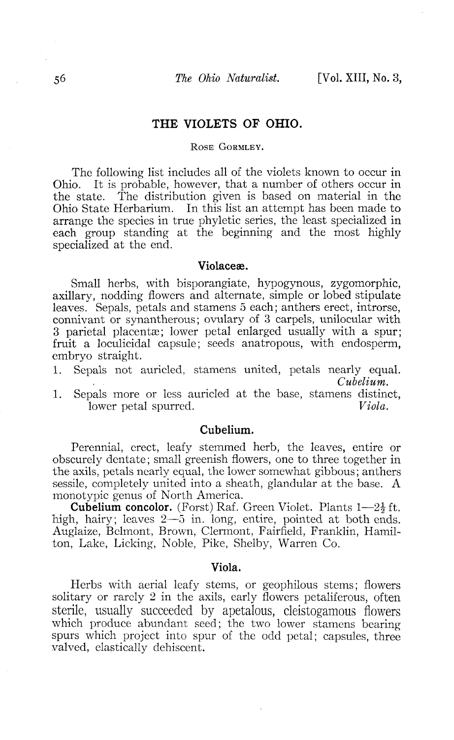# THE VIOLETS OF OHIO.

Rose Gormley.

The following list includes all of the violets known to occur in Ohio. It is probable, however, that a number of others occur in the state. The distribution given is based on material in the Ohio State Herbarium. In this list an attempt has been made to arrange the species in true phyletic series, the least specialized in each group standing at the beginning and the most highly specialized at the end.

## Violaceæ.

Small herbs, with bisporangiate, hypogynous, zygomorphic, axillary, nodding flowers and alternate, simple or lobed stipulate leaves. Sepals, petals and stamens 5 each; anthers erect, introrse, connivant or synantherous; ovulary of 3 carpels, unilocular with 3 parietal placentæ; lower petal enlarged usually with a spur; fruit a loculicidal capsule; seeds anatropous, with endosperm, embryo straight.

1. Sepals not auricled, stamens united, petals nearly equal. *Cubelium.*
1. Sepals more or less auricled at the base, stamens distinct, lower petal spurred. *Viola.*

## Cubelium.

Perennial, erect, leafy stemmed herb, the leaves, entire or obscurely dentate; small greenish flowers, one to three together in the axils, petals nearly equal, the lower somewhat gibbous; anthers sessile, completely united into a sheath, glandular at the base. A monotypic genus of North America.

**Cubelium concolor.** (Forst) Raf. Green Violet. Plants 1—2½ ft. high, hairy; leaves 2—5 in. long, entire, pointed at both ends. Auglaize, Belmont, Brown, Clermont, Fairfield, Franklin, Hamilton, Lake, Licking, Noble, Pike, Shelby, Warren Co.

## Viola.

Herbs with aerial leafy stems, or geophilous stems; flowers solitary or rarely 2 in the axils, early flowers petaliferous, often sterile, usually succeeded by apetalous, cleistogamous flowers which produce abundant seed; the two lower stamens bearing spurs which project into spur of the odd petal; capsules, three valved, elastically dehiscent.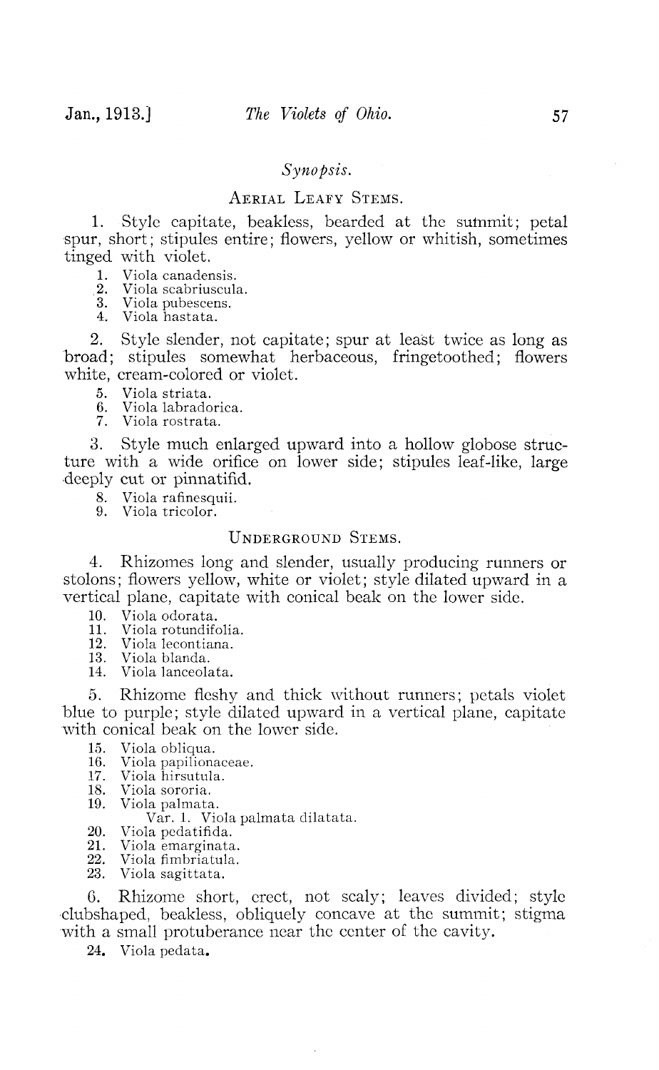## *Synopsis.*

### Aerial Leafy Stems.

1. Style capitate, beakless, bearded at the summit; petal spur, short; stipules entire; flowers, yellow or whitish, sometimes tinged with violet.

    1. Viola canadensis.
    2. Viola scabriuscula.
    3. Viola pubescens.
    4. Viola hastata.

2. Style slender, not capitate; spur at least twice as long as broad; stipules somewhat herbaceous, fringetoothed; flowers white, cream-colored or violet.

    5. Viola striata.
    6. Viola labradorica.
    7. Viola rostrata.

3. Style much enlarged upward into a hollow globose structure with a wide orifice on lower side; stipules leaf-like, large deeply cut or pinnatifid.

    8. Viola rafinesquii.
    9. Viola tricolor.

### Underground Stems.

4. Rhizomes long and slender, usually producing runners or stolons; flowers yellow, white or violet; style dilated upward in a vertical plane, capitate with conical beak on the lower side.

    10. Viola odorata.
    11. Viola rotundifolia.
    12. Viola lecontiana.
    13. Viola blanda.
    14. Viola lanceolata.

5. Rhizome fleshy and thick without runners; petals violet blue to purple; style dilated upward in a vertical plane, capitate with conical beak on the lower side.

    15. Viola obliqua.
    16. Viola papilionaceae.
    17. Viola hirsutula.
    18. Viola sororia.
    19. Viola palmata.
        Var. 1. Viola palmata dilatata.
    20. Viola pedatifida.
    21. Viola emarginata.
    22. Viola fimbriatula.
    23. Viola sagittata.

6. Rhizome short, erect, not scaly; leaves divided; style clubshaped, beakless, obliquely concave at the summit; stigma with a small protuberance near the center of the cavity.

    24. Viola pedata.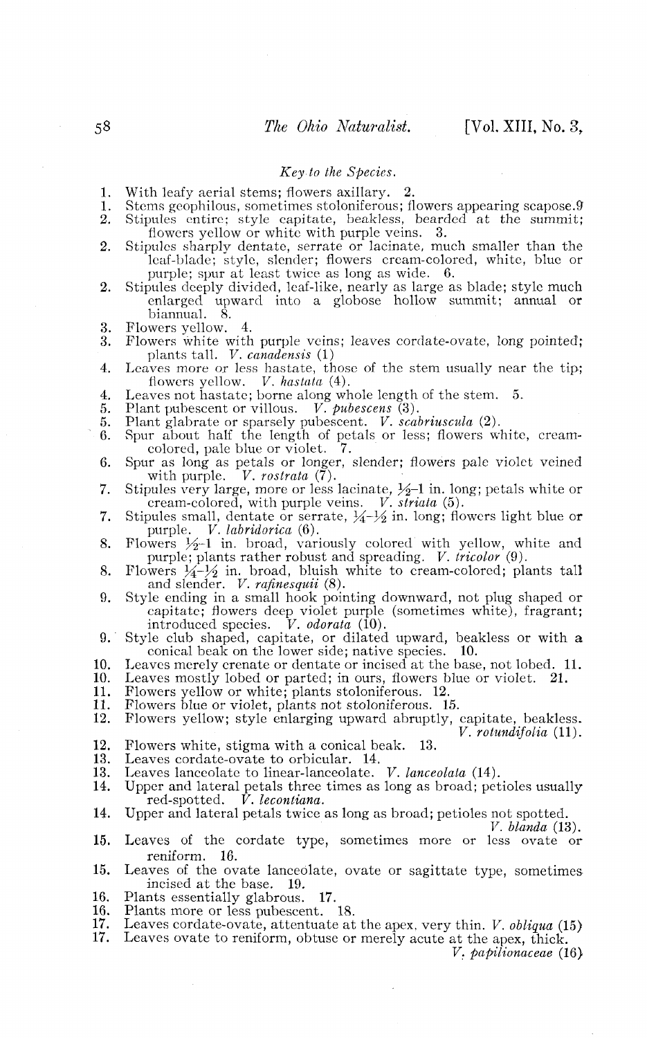*Key to the Species.*

1. With leafy aerial stems; flowers axillary. 2.
1. Stems geophilous, sometimes stoloniferous; flowers appearing scapose. 9
2. Stipules entire; style capitate, beakless, bearded at the summit; flowers yellow or white with purple veins. 3.
2. Stipules sharply dentate, serrate or lacinate, much smaller than the leaf-blade; style, slender; flowers cream-colored, white, blue or purple; spur at least twice as long as wide. 6.
2. Stipules deeply divided, leaf-like, nearly as large as blade; style much enlarged upward into a globose hollow summit; annual or biannual. 8.
3. Flowers yellow. 4.
3. Flowers white with purple veins; leaves cordate-ovate, long pointed; plants tall. *V. canadensis* (1)
4. Leaves more or less hastate, those of the stem usually near the tip; flowers yellow. *V. hastata* (4).
4. Leaves not hastate; borne along whole length of the stem. 5.
5. Plant pubescent or villous. *V. pubescens* (3).
5. Plant glabrate or sparsely pubescent. *V. scabriuscula* (2).
6. Spur about half the length of petals or less; flowers white, cream-colored, pale blue or violet. 7.
6. Spur as long as petals or longer, slender; flowers pale violet veined with purple. *V. rostrata* (7).
7. Stipules very large, more or less lacinate, ½–1 in. long; petals white or cream-colored, with purple veins. *V. striata* (5).
7. Stipules small, dentate or serrate, ¼–½ in. long; flowers light blue or purple. *V. labridorica* (6).
8. Flowers ½–1 in. broad, variously colored with yellow, white and purple; plants rather robust and spreading. *V. tricolor* (9).
8. Flowers ¼–½ in. broad, bluish white to cream-colored; plants tall and slender. *V. rafinesquii* (8).
9. Style ending in a small hook pointing downward, not plug shaped or capitate; flowers deep violet purple (sometimes white), fragrant; introduced species. *V. odorata* (10).
9. Style club shaped, capitate, or dilated upward, beakless or with a conical beak on the lower side; native species. 10.
10. Leaves merely crenate or dentate or incised at the base, not lobed. 11.
10. Leaves mostly lobed or parted; in ours, flowers blue or violet. 21.
11. Flowers yellow or white; plants stoloniferous. 12.
11. Flowers blue or violet, plants not stoloniferous. 15.
12. Flowers yellow; style enlarging upward abruptly, capitate, beakless. *V. rotundifolia* (11).
12. Flowers white, stigma with a conical beak. 13.
13. Leaves cordate-ovate to orbicular. 14.
13. Leaves lanceolate to linear-lanceolate. *V. lanceolata* (14).
14. Upper and lateral petals three times as long as broad; petioles usually red-spotted. *V. lecontiana*.
14. Upper and lateral petals twice as long as broad; petioles not spotted. *V. blanda* (13).
15. Leaves of the cordate type, sometimes more or less ovate or reniform. 16.
15. Leaves of the ovate lanceolate, ovate or sagittate type, sometimes incised at the base. 19.
16. Plants essentially glabrous. 17.
16. Plants more or less pubescent. 18.
17. Leaves cordate-ovate, attentuate at the apex, very thin. *V. obliqua* (15)
17. Leaves ovate to reniform, obtuse or merely acute at the apex, thick. *V. papilionaceae* (16)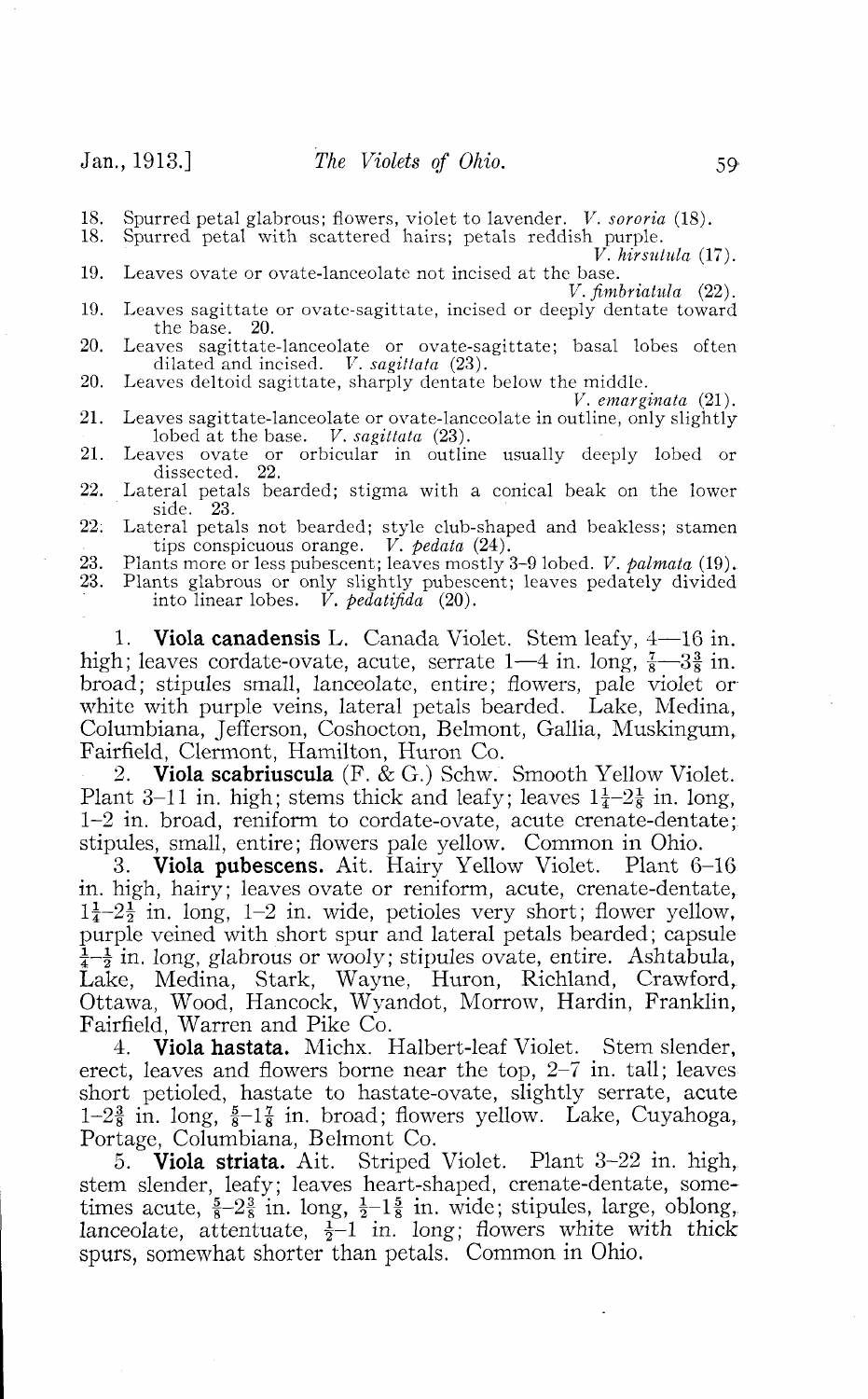18. Spurred petal glabrous; flowers, violet to lavender. *V. sororia* (18).
18. Spurred petal with scattered hairs; petals reddish purple. *V. hirsutula* (17).
19. Leaves ovate or ovate-lanceolate not incised at the base. *V. fimbriatula* (22).
19. Leaves sagittate or ovate-sagittate, incised or deeply dentate toward the base. 20.
20. Leaves sagittate-lanceolate or ovate-sagittate; basal lobes often dilated and incised. *V. sagittata* (23).
20. Leaves deltoid sagittate, sharply dentate below the middle. *V. emarginata* (21).
21. Leaves sagittate-lanceolate or ovate-lanceolate in outline, only slightly lobed at the base. *V. sagittata* (23).
21. Leaves ovate or orbicular in outline usually deeply lobed or dissected. 22.
22. Lateral petals bearded; stigma with a conical beak on the lower side. 23.
22. Lateral petals not bearded; style club-shaped and beakless; stamen tips conspicuous orange. *V. pedata* (24).
23. Plants more or less pubescent; leaves mostly 3-9 lobed. *V. palmata* (19).
23. Plants glabrous or only slightly pubescent; leaves pedately divided into linear lobes. *V. pedatifida* (20).

1. **Viola canadensis** L. Canada Violet. Stem leafy, 4—16 in. high; leaves cordate-ovate, acute, serrate 1—4 in. long, $\frac{7}{8}$—$3\frac{3}{8}$ in. broad; stipules small, lanceolate, entire; flowers, pale violet or white with purple veins, lateral petals bearded. Lake, Medina, Columbiana, Jefferson, Coshocton, Belmont, Gallia, Muskingum, Fairfield, Clermont, Hamilton, Huron Co.

2. **Viola scabriuscula** (F. & G.) Schw. Smooth Yellow Violet. Plant 3-11 in. high; stems thick and leafy; leaves $1\frac{1}{4}$-$2\frac{1}{8}$ in. long, 1-2 in. broad, reniform to cordate-ovate, acute crenate-dentate; stipules, small, entire; flowers pale yellow. Common in Ohio.

3. **Viola pubescens.** Ait. Hairy Yellow Violet. Plant 6-16 in. high, hairy; leaves ovate or reniform, acute, crenate-dentate, $1\frac{1}{4}$-$2\frac{1}{2}$ in. long, 1-2 in. wide, petioles very short; flower yellow, purple veined with short spur and lateral petals bearded; capsule $\frac{1}{4}$-$\frac{1}{2}$ in. long, glabrous or wooly; stipules ovate, entire. Ashtabula, Lake, Medina, Stark, Wayne, Huron, Richland, Crawford, Ottawa, Wood, Hancock, Wyandot, Morrow, Hardin, Franklin, Fairfield, Warren and Pike Co.

4. **Viola hastata.** Michx. Halbert-leaf Violet. Stem slender, erect, leaves and flowers borne near the top, 2-7 in. tall; leaves short petioled, hastate to hastate-ovate, slightly serrate, acute 1-$2\frac{3}{8}$ in. long, $\frac{5}{8}$-$1\frac{7}{8}$ in. broad; flowers yellow. Lake, Cuyahoga, Portage, Columbiana, Belmont Co.

5. **Viola striata.** Ait. Striped Violet. Plant 3-22 in. high, stem slender, leafy; leaves heart-shaped, crenate-dentate, sometimes acute, $\frac{5}{8}$-$2\frac{3}{8}$ in. long, $\frac{1}{2}$-$1\frac{5}{8}$ in. wide; stipules, large, oblong, lanceolate, attentuate, $\frac{1}{2}$-1 in. long; flowers white with thick spurs, somewhat shorter than petals. Common in Ohio.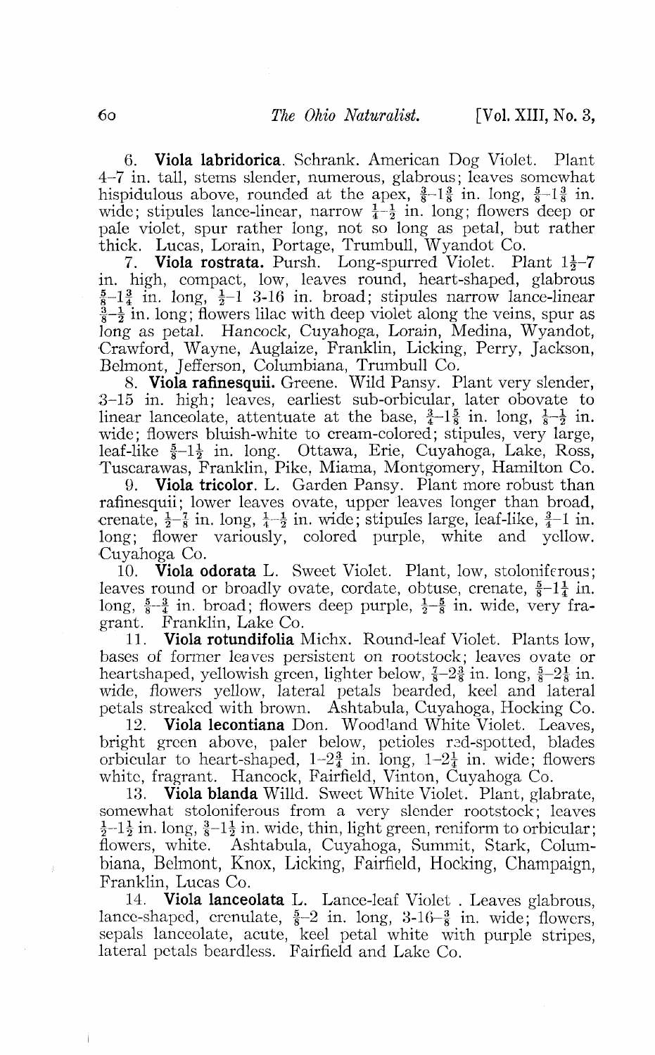6. **Viola labridorica**. Schrank. American Dog Violet. Plant 4–7 in. tall, stems slender, numerous, glabrous; leaves somewhat hispidulous above, rounded at the apex, $\frac{3}{8}$–1$\frac{3}{8}$ in. long, $\frac{5}{8}$–1$\frac{3}{8}$ in. wide; stipules lance-linear, narrow $\frac{1}{4}$–$\frac{1}{2}$ in. long; flowers deep or pale violet, spur rather long, not so long as petal, but rather thick. Lucas, Lorain, Portage, Trumbull, Wyandot Co.

7. **Viola rostrata.** Pursh. Long-spurred Violet. Plant 1$\frac{1}{2}$–7 in. high, compact, low, leaves round, heart-shaped, glabrous $\frac{5}{8}$–1$\frac{3}{4}$ in. long, $\frac{1}{2}$–1 3-16 in. broad; stipules narrow lance-linear $\frac{3}{8}$–$\frac{1}{2}$ in. long; flowers lilac with deep violet along the veins, spur as long as petal. Hancock, Cuyahoga, Lorain, Medina, Wyandot, Crawford, Wayne, Auglaize, Franklin, Licking, Perry, Jackson, Belmont, Jefferson, Columbiana, Trumbull Co.

8. **Viola rafinesquii.** Greene. Wild Pansy. Plant very slender, 3–15 in. high; leaves, earliest sub-orbicular, later obovate to linear lanceolate, attentuate at the base, $\frac{3}{4}$–1$\frac{5}{8}$ in. long, $\frac{1}{8}$–$\frac{1}{2}$ in. wide; flowers bluish-white to cream-colored; stipules, very large, leaf-like $\frac{5}{8}$–1$\frac{1}{2}$ in. long. Ottawa, Erie, Cuyahoga, Lake, Ross, Tuscarawas, Franklin, Pike, Miama, Montgomery, Hamilton Co.

9. **Viola tricolor**. L. Garden Pansy. Plant more robust than rafinesquii; lower leaves ovate, upper leaves longer than broad, crenate, $\frac{1}{2}$–$\frac{7}{8}$ in. long, $\frac{1}{4}$–$\frac{1}{2}$ in. wide; stipules large, leaf-like, $\frac{3}{4}$–1 in. long; flower variously, colored purple, white and yellow. Cuyahoga Co.

10. **Viola odorata** L. Sweet Violet. Plant, low, stoloniferous; leaves round or broadly ovate, cordate, obtuse, crenate, $\frac{5}{8}$–1$\frac{1}{4}$ in. long, $\frac{5}{8}$–$\frac{3}{4}$ in. broad; flowers deep purple, $\frac{1}{2}$–$\frac{5}{8}$ in. wide, very fragrant. Franklin, Lake Co.

11. **Viola rotundifolia** Michx. Round-leaf Violet. Plants low, bases of former leaves persistent on rootstock; leaves ovate or heartshaped, yellowish green, lighter below, $\frac{7}{8}$–2$\frac{3}{8}$ in. long, $\frac{5}{8}$–2$\frac{1}{8}$ in. wide, flowers yellow, lateral petals bearded, keel and lateral petals streaked with brown. Ashtabula, Cuyahoga, Hocking Co.

12. **Viola lecontiana** Don. Woodland White Violet. Leaves, bright green above, paler below, petioles red-spotted, blades orbicular to heart-shaped, 1–2$\frac{3}{4}$ in. long, 1–2$\frac{1}{4}$ in. wide; flowers white, fragrant. Hancock, Fairfield, Vinton, Cuyahoga Co.

13. **Viola blanda** Willd. Sweet White Violet. Plant, glabrate, somewhat stoloniferous from a very slender rootstock; leaves $\frac{1}{2}$–1$\frac{1}{2}$ in. long, $\frac{3}{8}$–1$\frac{1}{2}$ in. wide, thin, light green, reniform to orbicular; flowers, white. Ashtabula, Cuyahoga, Summit, Stark, Columbiana, Belmont, Knox, Licking, Fairfield, Hocking, Champaign, Franklin, Lucas Co.

14. **Viola lanceolata** L. Lance-leaf Violet . Leaves glabrous, lance-shaped, crenulate, $\frac{5}{8}$–2 in. long, 3-16–$\frac{3}{8}$ in. wide; flowers, sepals lanceolate, acute, keel petal white with purple stripes, lateral petals beardless. Fairfield and Lake Co.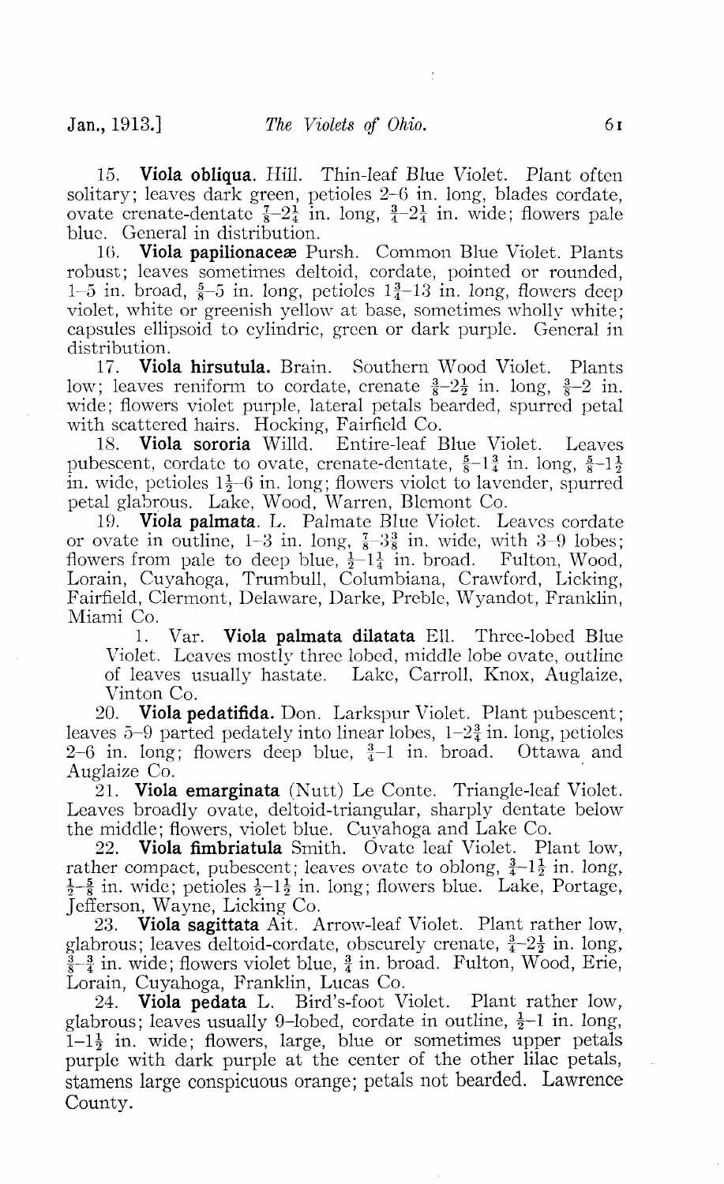15. **Viola obliqua.** Hill. Thin-leaf Blue Violet. Plant often solitary; leaves dark green, petioles 2–6 in. long, blades cordate, ovate crenate-dentate $\frac{7}{8}$–$2\frac{1}{4}$ in. long, $\frac{3}{4}$–$2\frac{1}{4}$ in. wide; flowers pale blue. General in distribution.

16. **Viola papilionaceæ** Pursh. Common Blue Violet. Plants robust; leaves sometimes deltoid, cordate, pointed or rounded, 1–5 in. broad, $\frac{5}{8}$–5 in. long, petioles $1\frac{3}{4}$–13 in. long, flowers deep violet, white or greenish yellow at base, sometimes wholly white; capsules ellipsoid to cylindric, green or dark purple. General in distribution.

17. **Viola hirsutula.** Brain. Southern Wood Violet. Plants low; leaves reniform to cordate, crenate $\frac{3}{8}$–$2\frac{1}{2}$ in. long, $\frac{3}{8}$–2 in. wide; flowers violet purple, lateral petals bearded, spurred petal with scattered hairs. Hocking, Fairfield Co.

18. **Viola sororia** Willd. Entire-leaf Blue Violet. Leaves pubescent, cordate to ovate, crenate-dentate, $\frac{5}{8}$–$1\frac{3}{4}$ in. long, $\frac{5}{8}$–$1\frac{1}{2}$ in. wide, petioles $1\frac{1}{2}$–6 in. long; flowers violet to lavender, spurred petal glabrous. Lake, Wood, Warren, Blemont Co.

19. **Viola palmata**. L. Palmate Blue Violet. Leaves cordate or ovate in outline, 1–3 in. long, $\frac{7}{8}$–$3\frac{3}{8}$ in. wide, with 3–9 lobes; flowers from pale to deep blue, $\frac{1}{2}$–$1\frac{1}{4}$ in. broad. Fulton, Wood, Lorain, Cuyahoga, Trumbull, Columbiana, Crawford, Licking, Fairfield, Clermont, Delaware, Darke, Preble, Wyandot, Franklin, Miami Co.

1. Var. **Viola palmata dilatata** Ell. Three-lobed Blue Violet. Leaves mostly three lobed, middle lobe ovate, outline of leaves usually hastate. Lake, Carroll, Knox, Auglaize, Vinton Co.

20. **Viola pedatifida.** Don. Larkspur Violet. Plant pubescent; leaves 5–9 parted pedately into linear lobes, $1$–$2\frac{3}{4}$ in. long, petioles 2–6 in. long; flowers deep blue, $\frac{3}{4}$–1 in. broad. Ottawa and Auglaize Co.

21. **Viola emarginata** (Nutt) Le Conte. Triangle-leaf Violet. Leaves broadly ovate, deltoid-triangular, sharply dentate below the middle; flowers, violet blue. Cuyahoga and Lake Co.

22. **Viola fimbriatula** Smith. Ovate leaf Violet. Plant low, rather compact, pubescent; leaves ovate to oblong, $\frac{3}{4}$–$1\frac{1}{2}$ in. long, $\frac{1}{2}$–$\frac{5}{8}$ in. wide; petioles $\frac{1}{2}$–$1\frac{1}{2}$ in. long; flowers blue. Lake, Portage, Jefferson, Wayne, Licking Co.

23. **Viola sagittata** Ait. Arrow-leaf Violet. Plant rather low, glabrous; leaves deltoid-cordate, obscurely crenate, $\frac{3}{4}$–$2\frac{1}{2}$ in. long, $\frac{3}{8}$–$\frac{3}{4}$ in. wide; flowers violet blue, $\frac{3}{4}$ in. broad. Fulton, Wood, Erie, Lorain, Cuyahoga, Franklin, Lucas Co.

24. **Viola pedata** L. Bird's-foot Violet. Plant rather low, glabrous; leaves usually 9-lobed, cordate in outline, $\frac{1}{2}$–1 in. long, $1$–$1\frac{1}{2}$ in. wide; flowers, large, blue or sometimes upper petals purple with dark purple at the center of the other lilac petals, stamens large conspicuous orange; petals not bearded. Lawrence County.